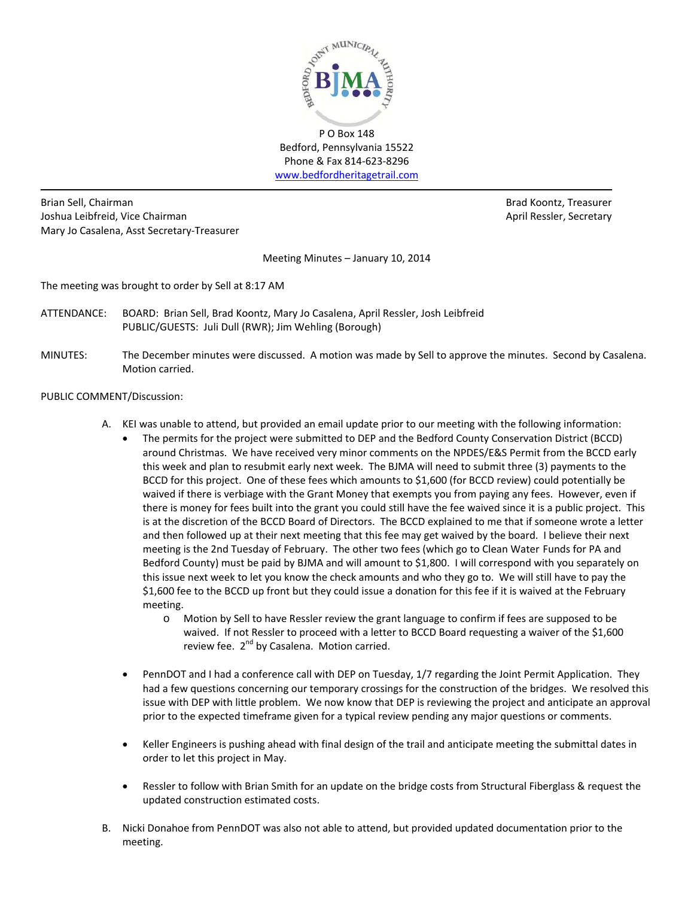P O Box 148
Bedford, Pennsylvania 15522
Phone & Fax 814-623-8296
www.bedfordheritagetrail.com

---

Brian Sell, Chairman
Joshua Leibfreid, Vice Chairman
Mary Jo Casalena, Asst Secretary-Treasurer

Brad Koontz, Treasurer
April Ressler, Secretary

Meeting Minutes – January 10, 2014

The meeting was brought to order by Sell at 8:17 AM

ATTENDANCE: BOARD: Brian Sell, Brad Koontz, Mary Jo Casalena, April Ressler, Josh Leibfreid
PUBLIC/GUESTS: Juli Dull (RWR); Jim Wehling (Borough)

MINUTES: The December minutes were discussed. A motion was made by Sell to approve the minutes. Second by Casalena. Motion carried.

PUBLIC COMMENT/Discussion:

A. KEI was unable to attend, but provided an email update prior to our meeting with the following information:
   - The permits for the project were submitted to DEP and the Bedford County Conservation District (BCCD) around Christmas. We have received very minor comments on the NPDES/E&S Permit from the BCCD early this week and plan to resubmit early next week. The BJMA will need to submit three (3) payments to the BCCD for this project. One of these fees which amounts to $1,600 (for BCCD review) could potentially be waived if there is verbiage with the Grant Money that exempts you from paying any fees. However, even if there is money for fees built into the grant you could still have the fee waived since it is a public project. This is at the discretion of the BCCD Board of Directors. The BCCD explained to me that if someone wrote a letter and then followed up at their next meeting that this fee may get waived by the board. I believe their next meeting is the 2nd Tuesday of February. The other two fees (which go to Clean Water Funds for PA and Bedford County) must be paid by BJMA and will amount to $1,800. I will correspond with you separately on this issue next week to let you know the check amounts and who they go to. We will still have to pay the $1,600 fee to the BCCD up front but they could issue a donation for this fee if it is waived at the February meeting.
     - Motion by Sell to have Ressler review the grant language to confirm if fees are supposed to be waived. If not Ressler to proceed with a letter to BCCD Board requesting a waiver of the $1,600 review fee. 2nd by Casalena. Motion carried.
   - PennDOT and I had a conference call with DEP on Tuesday, 1/7 regarding the Joint Permit Application. They had a few questions concerning our temporary crossings for the construction of the bridges. We resolved this issue with DEP with little problem. We now know that DEP is reviewing the project and anticipate an approval prior to the expected timeframe given for a typical review pending any major questions or comments.
   - Keller Engineers is pushing ahead with final design of the trail and anticipate meeting the submittal dates in order to let this project in May.
   - Ressler to follow with Brian Smith for an update on the bridge costs from Structural Fiberglass & request the updated construction estimated costs.

B. Nicki Donahoe from PennDOT was also not able to attend, but provided updated documentation prior to the meeting.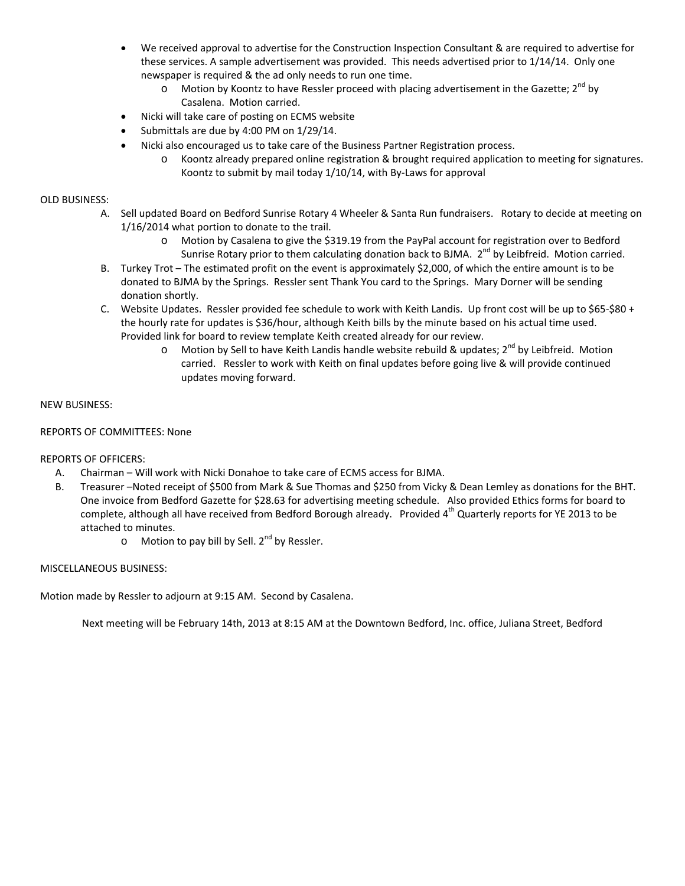- We received approval to advertise for the Construction Inspection Consultant & are required to advertise for these services. A sample advertisement was provided. This needs advertised prior to 1/14/14. Only one newspaper is required & the ad only needs to run one time.
  - Motion by Koontz to have Ressler proceed with placing advertisement in the Gazette; 2nd by Casalena. Motion carried.
- Nicki will take care of posting on ECMS website
- Submittals are due by 4:00 PM on 1/29/14.
- Nicki also encouraged us to take care of the Business Partner Registration process.
  - Koontz already prepared online registration & brought required application to meeting for signatures. Koontz to submit by mail today 1/10/14, with By-Laws for approval

OLD BUSINESS:

A. Sell updated Board on Bedford Sunrise Rotary 4 Wheeler & Santa Run fundraisers. Rotary to decide at meeting on 1/16/2014 what portion to donate to the trail.
   - Motion by Casalena to give the $319.19 from the PayPal account for registration over to Bedford Sunrise Rotary prior to them calculating donation back to BJMA. 2nd by Leibfreid. Motion carried.

B. Turkey Trot – The estimated profit on the event is approximately $2,000, of which the entire amount is to be donated to BJMA by the Springs. Ressler sent Thank You card to the Springs. Mary Dorner will be sending donation shortly.

C. Website Updates. Ressler provided fee schedule to work with Keith Landis. Up front cost will be up to $65-$80 + the hourly rate for updates is $36/hour, although Keith bills by the minute based on his actual time used. Provided link for board to review template Keith created already for our review.
   - Motion by Sell to have Keith Landis handle website rebuild & updates; 2nd by Leibfreid. Motion carried. Ressler to work with Keith on final updates before going live & will provide continued updates moving forward.

NEW BUSINESS:

REPORTS OF COMMITTEES: None

REPORTS OF OFFICERS:

A. Chairman – Will work with Nicki Donahoe to take care of ECMS access for BJMA.

B. Treasurer –Noted receipt of $500 from Mark & Sue Thomas and $250 from Vicky & Dean Lemley as donations for the BHT. One invoice from Bedford Gazette for $28.63 for advertising meeting schedule. Also provided Ethics forms for board to complete, although all have received from Bedford Borough already. Provided 4th Quarterly reports for YE 2013 to be attached to minutes.
   - Motion to pay bill by Sell. 2nd by Ressler.

MISCELLANEOUS BUSINESS:

Motion made by Ressler to adjourn at 9:15 AM. Second by Casalena.

Next meeting will be February 14th, 2013 at 8:15 AM at the Downtown Bedford, Inc. office, Juliana Street, Bedford